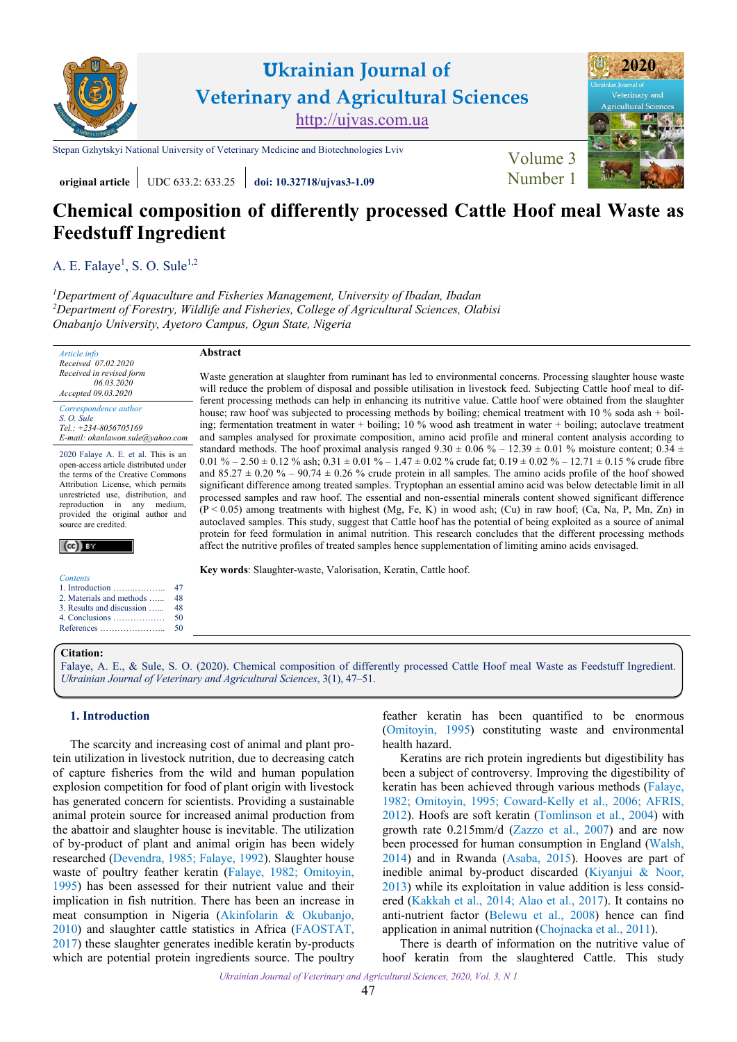Stepan Gzhytskyi National University of Veterinary Medicine and Biotechnologies Lviv

**original article** | UDC 633.2: 633.25 | **doi: 10.32718/ujvas3-1.09**

# Chemical composition of differently processed Cattle Hoof meal Waste as Feedstuff Ingredient

A. E. Falaye[1], S. O. Sule[1,2]

[1]*Department of Aquaculture and Fisheries Management, University of Ibadan, Ibadan*
[2]*Department of Forestry, Wildlife and Fisheries, College of Agricultural Sciences, Olabisi Onabanjo University, Ayetoro Campus, Ogun State, Nigeria*

*Article info*
*Received 07.02.2020*
*Received in revised form 06.03.2020*
*Accepted 09.03.2020*

*Correspondence author*
*S. O. Sule*
*Tel.: +234-8056705169*
*E-mail: okanlawon.sule@yahoo.com*

2020 Falaye A. E. et al. This is an open-access article distributed under the terms of the Creative Commons Attribution License, which permits unrestricted use, distribution, and reproduction in any medium, provided the original author and source are credited.

*Contents*
1. Introduction ........ 47
2. Materials and methods ........ 48
3. Results and discussion ........ 48
4. Conclusions ........ 50
References ........ 50

**Abstract**

Waste generation at slaughter from ruminant has led to environmental concerns. Processing slaughter house waste will reduce the problem of disposal and possible utilisation in livestock feed. Subjecting Cattle hoof meal to different processing methods can help in enhancing its nutritive value. Cattle hoof were obtained from the slaughter house; raw hoof was subjected to processing methods by boiling; chemical treatment with 10 % soda ash + boiling; fermentation treatment in water + boiling; 10 % wood ash treatment in water + boiling; autoclave treatment and samples analysed for proximate composition, amino acid profile and mineral content analysis according to standard methods. The hoof proximal analysis ranged 9.30 ± 0.06 % – 12.39 ± 0.01 % moisture content; 0.34 ± 0.01 % – 2.50 ± 0.12 % ash; 0.31 ± 0.01 % – 1.47 ± 0.02 % crude fat; 0.19 ± 0.02 % – 12.71 ± 0.15 % crude fibre and 85.27 ± 0.20 % – 90.74 ± 0.26 % crude protein in all samples. The amino acids profile of the hoof showed significant difference among treated samples. Tryptophan an essential amino acid was below detectable limit in all processed samples and raw hoof. The essential and non-essential minerals content showed significant difference ($P < 0.05$) among treatments with highest (Mg, Fe, K) in wood ash; (Cu) in raw hoof; (Ca, Na, P, Mn, Zn) in autoclaved samples. This study, suggest that Cattle hoof has the potential of being exploited as a source of animal protein for feed formulation in animal nutrition. This research concludes that the different processing methods affect the nutritive profiles of treated samples hence supplementation of limiting amino acids envisaged.

**Key words**: Slaughter-waste, Valorisation, Keratin, Cattle hoof.

**Citation:**
Falaye, A. E., & Sule, S. O. (2020). Chemical composition of differently processed Cattle Hoof meal Waste as Feedstuff Ingredient. *Ukrainian Journal of Veterinary and Agricultural Sciences*, 3(1), 47–51.

## 1. Introduction

The scarcity and increasing cost of animal and plant protein utilization in livestock nutrition, due to decreasing catch of capture fisheries from the wild and human population explosion competition for food of plant origin with livestock has generated concern for scientists. Providing a sustainable animal protein source for increased animal production from the abattoir and slaughter house is inevitable. The utilization of by-product of plant and animal origin has been widely researched (Devendra, 1985; Falaye, 1992). Slaughter house waste of poultry feather keratin (Falaye, 1982; Omitoyin, 1995) has been assessed for their nutrient value and their implication in fish nutrition. There has been an increase in meat consumption in Nigeria (Akinfolarin & Okubanjo, 2010) and slaughter cattle statistics in Africa (FAOSTAT, 2017) these slaughter generates inedible keratin by-products which are potential protein ingredients source. The poultry feather keratin has been quantified to be enormous (Omitoyin, 1995) constituting waste and environmental health hazard.

Keratins are rich protein ingredients but digestibility has been a subject of controversy. Improving the digestibility of keratin has been achieved through various methods (Falaye, 1982; Omitoyin, 1995; Coward-Kelly et al., 2006; AFRIS, 2012). Hoofs are soft keratin (Tomlinson et al., 2004) with growth rate 0.215mm/d (Zazzo et al., 2007) and are now been processed for human consumption in England (Walsh, 2014) and in Rwanda (Asaba, 2015). Hooves are part of inedible animal by-product discarded (Kiyanjui & Noor, 2013) while its exploitation in value addition is less considered (Kakkah et al., 2014; Alao et al., 2017). It contains no anti-nutrient factor (Belewu et al., 2008) hence can find application in animal nutrition (Chojnacka et al., 2011).

There is dearth of information on the nutritive value of hoof keratin from the slaughtered Cattle. This study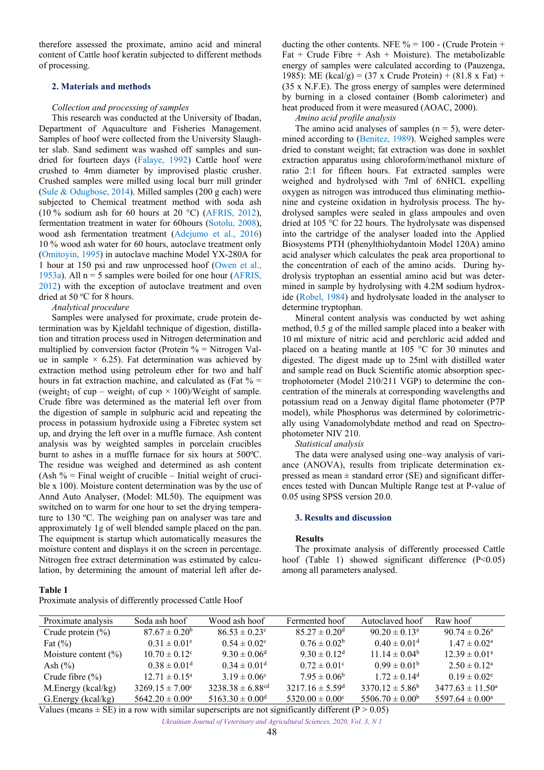therefore assessed the proximate, amino acid and mineral content of Cattle hoof keratin subjected to different methods of processing.

## 2. Materials and methods

*Collection and processing of samples*

This research was conducted at the University of Ibadan, Department of Aquaculture and Fisheries Management. Samples of hoof were collected from the University Slaughter slab. Sand sediment was washed off samples and sun-dried for fourteen days (Falaye, 1992) Cattle hoof were crushed to 4mm diameter by improvised plastic crusher. Crushed samples were milled using local burr mill grinder (Sule & Odugbose, 2014). Milled samples (200 g each) were subjected to Chemical treatment method with soda ash (10 % sodium ash for 60 hours at 20 °C) (AFRIS, 2012), fermentation treatment in water for 60hours (Sotolu, 2008), wood ash fermentation treatment (Adejumo et al., 2016) 10 % wood ash water for 60 hours, autoclave treatment only (Omitoyin, 1995) in autoclave machine Model YX-280A for 1 hour at 150 psi and raw unprocessed hoof (Owen et al., 1953a). All n = 5 samples were boiled for one hour (AFRIS, 2012) with the exception of autoclave treatment and oven dried at 50 °C for 8 hours.

*Analytical procedure*

Samples were analysed for proximate, crude protein determination was by Kjeldahl technique of digestion, distillation and titration process used in Nitrogen determination and multiplied by conversion factor (Protein % = Nitrogen Value in sample × 6.25). Fat determination was achieved by extraction method using petroleum ether for two and half hours in fat extraction machine, and calculated as (Fat % = ($weight_2$ of cup – $weight_1$ of cup × 100)/Weight of sample. Crude fibre was determined as the material left over from the digestion of sample in sulphuric acid and repeating the process in potassium hydroxide using a Fibretec system set up, and drying the left over in a muffle furnace. Ash content analysis was by weighted samples in porcelain crucibles burnt to ashes in a muffle furnace for six hours at 500ºC. The residue was weighed and determined as ash content (Ash % = Final weight of crucible – Initial weight of crucible x 100). Moisture content determination was by the use of Annd Auto Analyser, (Model: ML50). The equipment was switched on to warm for one hour to set the drying temperature to 130 ºC. The weighing pan on analyser was tare and approximately 1g of well blended sample placed on the pan. The equipment is startup which automatically measures the moisture content and displays it on the screen in percentage. Nitrogen free extract determination was estimated by calculation, by determining the amount of material left after deducting the other contents. NFE % = 100 - (Crude Protein + Fat + Crude Fibre + Ash + Moisture). The metabolizable energy of samples were calculated according to (Pauzenga, 1985): ME (kcal/g) = (37 x Crude Protein) + (81.8 x Fat) + (35 x N.F.E). The gross energy of samples were determined by burning in a closed container (Bomb calorimeter) and heat produced from it were measured (AOAC, 2000).

*Amino acid profile analysis*

The amino acid analyses of samples (n = 5), were determined according to (Benitez, 1989). Weighed samples were dried to constant weight; fat extraction was done in soxhlet extraction apparatus using chloroform/methanol mixture of ratio 2:1 for fifteen hours. Fat extracted samples were weighed and hydrolysed with 7ml of 6NHCL expelling oxygen as nitrogen was introduced thus eliminating methionine and cysteine oxidation in hydrolysis process. The hydrolysed samples were sealed in glass ampoules and oven dried at 105 °C for 22 hours. The hydrolysate was dispensed into the cartridge of the analyser loaded into the Applied Biosystems PTH (phenylthiohydantoin Model 120A) amino acid analyser which calculates the peak area proportional to the concentration of each of the amino acids. During hydrolysis tryptophan an essential amino acid but was determined in sample by hydrolysing with 4.2M sodium hydroxide (Robel, 1984) and hydrolysate loaded in the analyser to determine tryptophan.

Mineral content analysis was conducted by wet ashing method, 0.5 g of the milled sample placed into a beaker with 10 ml mixture of nitric acid and perchloric acid added and placed on a heating mantle at 105 °C for 30 minutes and digested. The digest made up to 25ml with distilled water and sample read on Buck Scientific atomic absorption spectrophotometer (Model 210/211 VGP) to determine the concentration of the minerals at corresponding wavelengths and potassium read on a Jenway digital flame photometer (P7P model), while Phosphorus was determined by colorimetrically using Vanadomolybdate method and read on Spectrophotometer NIV 210.

*Statistical analysis*

The data were analysed using one–way analysis of variance (ANOVA), results from triplicate determination expressed as mean ± standard error (SE) and significant differences tested with Duncan Multiple Range test at P-value of 0.05 using SPSS version 20.0.

## 3. Results and discussion

**Results**

The proximate analysis of differently processed Cattle hoof (Table 1) showed significant difference (P<0.05) among all parameters analysed.

**Table 1**

Proximate analysis of differently processed Cattle Hoof

| Proximate analysis | Soda ash hoof | Wood ash hoof | Fermented hoof | Autoclaved hoof | Raw hoof |
|---|---|---|---|---|---|
| Crude protein (%) | 87.67 ± 0.20[b] | 86.53 ± 0.23[c] | 85.27 ± 0.20[d] | 90.20 ± 0.13[a] | 90.74 ± 0.26[a] |
| Fat (%) | 0.31 ± 0.01[e] | 0.54 ± 0.02[c] | 0.76 ± 0.02[b] | 0.40 ± 0.01[d] | 1.47 ± 0.02[a] |
| Moisture content (%) | 10.70 ± 0.12[c] | 9.30 ± 0.06[d] | 9.30 ± 0.12[d] | 11.14 ± 0.04[b] | 12.39 ± 0.01[a] |
| Ash (%) | 0.38 ± 0.01[d] | 0.34 ± 0.01[d] | 0.72 ± 0.01[c] | 0.99 ± 0.01[b] | 2.50 ± 0.12[a] |
| Crude fibre (%) | 12.71 ± 0.15[a] | 3.19 ± 0.06[c] | 7.95 ± 0.06[b] | 1.72 ± 0.14[d] | 0.19 ± 0.02[e] |
| M.Energy (kcal/kg) | 3269.15 ± 7.00[c] | 3238.38 ± 6.88[cd] | 3217.16 ± 5.59[d] | 3370.12 ± 5.86[b] | 3477.63 ± 11.50[a] |
| G.Energy (kcal/kg) | 5642.20 ± 0.00[a] | 5163.30 ± 0.00[d] | 5320.00 ± 0.00[c] | 5506.70 ± 0.00[b] | 5597.64 ± 0.00[a] |

Values (means ± SE) in a row with similar superscripts are not significantly different (P > 0.05)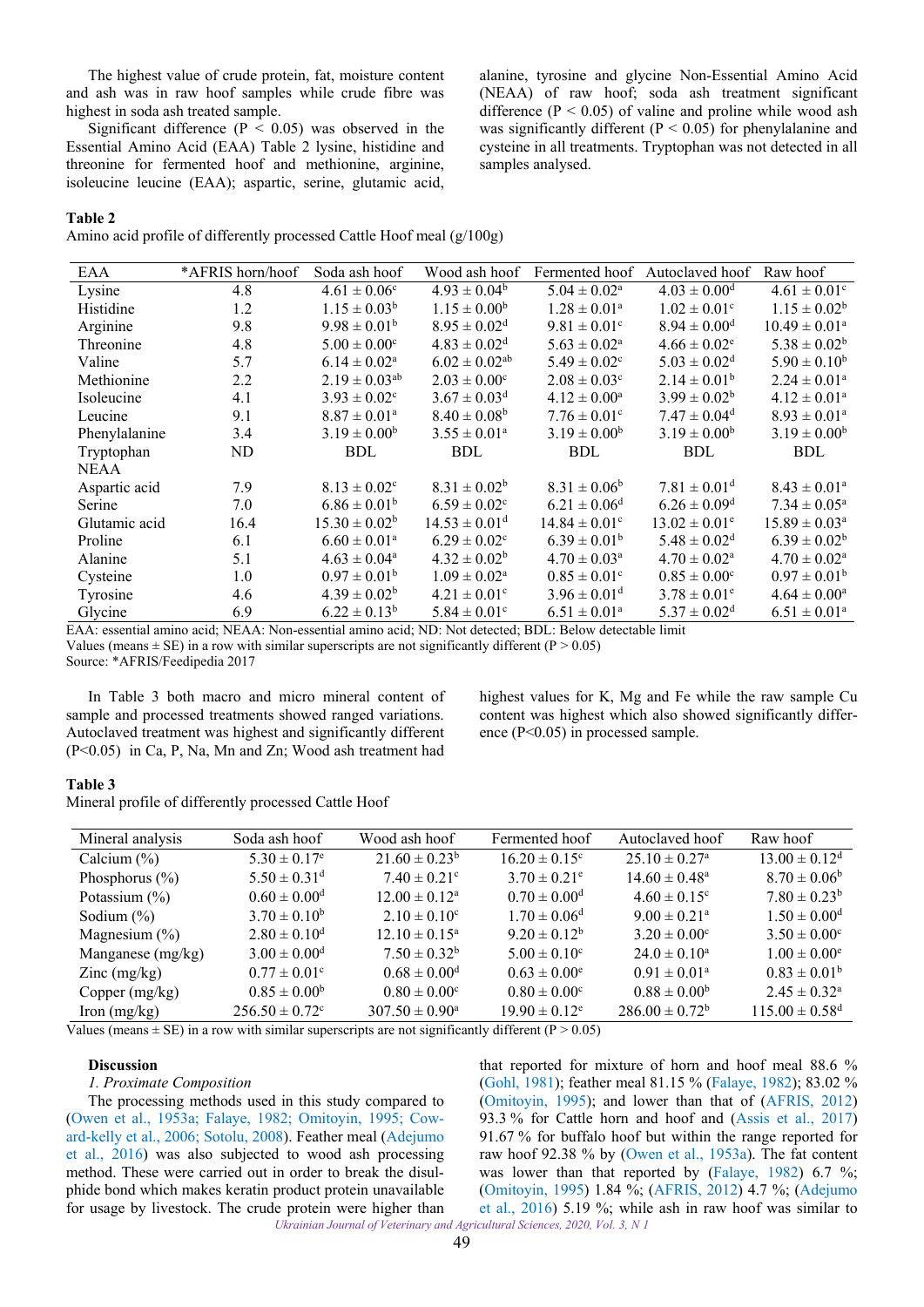The highest value of crude protein, fat, moisture content and ash was in raw hoof samples while crude fibre was highest in soda ash treated sample.

Significant difference ($P < 0.05$) was observed in the Essential Amino Acid (EAA) Table 2 lysine, histidine and threonine for fermented hoof and methionine, arginine, isoleucine leucine (EAA); aspartic, serine, glutamic acid, alanine, tyrosine and glycine Non-Essential Amino Acid (NEAA) of raw hoof; soda ash treatment significant difference ($P < 0.05$) of valine and proline while wood ash was significantly different ($P < 0.05$) for phenylalanine and cysteine in all treatments. Tryptophan was not detected in all samples analysed.

**Table 2**

Amino acid profile of differently processed Cattle Hoof meal (g/100g)

| EAA | *AFRIS horn/hoof | Soda ash hoof | Wood ash hoof | Fermented hoof | Autoclaved hoof | Raw hoof |
|---|---|---|---|---|---|---|
| Lysine | 4.8 | $4.61 \pm 0.06^{c}$ | $4.93 \pm 0.04^{b}$ | $5.04 \pm 0.02^{a}$ | $4.03 \pm 0.00^{d}$ | $4.61 \pm 0.01^{c}$ |
| Histidine | 1.2 | $1.15 \pm 0.03^{b}$ | $1.15 \pm 0.00^{b}$ | $1.28 \pm 0.01^{a}$ | $1.02 \pm 0.01^{c}$ | $1.15 \pm 0.02^{b}$ |
| Arginine | 9.8 | $9.98 \pm 0.01^{b}$ | $8.95 \pm 0.02^{d}$ | $9.81 \pm 0.01^{c}$ | $8.94 \pm 0.00^{d}$ | $10.49 \pm 0.01^{a}$ |
| Threonine | 4.8 | $5.00 \pm 0.00^{c}$ | $4.83 \pm 0.02^{d}$ | $5.63 \pm 0.02^{a}$ | $4.66 \pm 0.02^{e}$ | $5.38 \pm 0.02^{b}$ |
| Valine | 5.7 | $6.14 \pm 0.02^{a}$ | $6.02 \pm 0.02^{ab}$ | $5.49 \pm 0.02^{c}$ | $5.03 \pm 0.02^{d}$ | $5.90 \pm 0.10^{b}$ |
| Methionine | 2.2 | $2.19 \pm 0.03^{ab}$ | $2.03 \pm 0.00^{c}$ | $2.08 \pm 0.03^{c}$ | $2.14 \pm 0.01^{b}$ | $2.24 \pm 0.01^{a}$ |
| Isoleucine | 4.1 | $3.93 \pm 0.02^{c}$ | $3.67 \pm 0.03^{d}$ | $4.12 \pm 0.00^{a}$ | $3.99 \pm 0.02^{b}$ | $4.12 \pm 0.01^{a}$ |
| Leucine | 9.1 | $8.87 \pm 0.01^{a}$ | $8.40 \pm 0.08^{b}$ | $7.76 \pm 0.01^{c}$ | $7.47 \pm 0.04^{d}$ | $8.93 \pm 0.01^{a}$ |
| Phenylalanine | 3.4 | $3.19 \pm 0.00^{b}$ | $3.55 \pm 0.01^{a}$ | $3.19 \pm 0.00^{b}$ | $3.19 \pm 0.00^{b}$ | $3.19 \pm 0.00^{b}$ |
| Tryptophan | ND | BDL | BDL | BDL | BDL | BDL |
| NEAA | | | | | | |
| Aspartic acid | 7.9 | $8.13 \pm 0.02^{c}$ | $8.31 \pm 0.02^{b}$ | $8.31 \pm 0.06^{b}$ | $7.81 \pm 0.01^{d}$ | $8.43 \pm 0.01^{a}$ |
| Serine | 7.0 | $6.86 \pm 0.01^{b}$ | $6.59 \pm 0.02^{c}$ | $6.21 \pm 0.06^{d}$ | $6.26 \pm 0.09^{d}$ | $7.34 \pm 0.05^{a}$ |
| Glutamic acid | 16.4 | $15.30 \pm 0.02^{b}$ | $14.53 \pm 0.01^{d}$ | $14.84 \pm 0.01^{c}$ | $13.02 \pm 0.01^{e}$ | $15.89 \pm 0.03^{a}$ |
| Proline | 6.1 | $6.60 \pm 0.01^{a}$ | $6.29 \pm 0.02^{c}$ | $6.39 \pm 0.01^{b}$ | $5.48 \pm 0.02^{d}$ | $6.39 \pm 0.02^{b}$ |
| Alanine | 5.1 | $4.63 \pm 0.04^{a}$ | $4.32 \pm 0.02^{b}$ | $4.70 \pm 0.03^{a}$ | $4.70 \pm 0.02^{a}$ | $4.70 \pm 0.02^{a}$ |
| Cysteine | 1.0 | $0.97 \pm 0.01^{b}$ | $1.09 \pm 0.02^{a}$ | $0.85 \pm 0.01^{c}$ | $0.85 \pm 0.00^{c}$ | $0.97 \pm 0.01^{b}$ |
| Tyrosine | 4.6 | $4.39 \pm 0.02^{b}$ | $4.21 \pm 0.01^{c}$ | $3.96 \pm 0.01^{d}$ | $3.78 \pm 0.01^{e}$ | $4.64 \pm 0.00^{a}$ |
| Glycine | 6.9 | $6.22 \pm 0.13^{b}$ | $5.84 \pm 0.01^{c}$ | $6.51 \pm 0.01^{a}$ | $5.37 \pm 0.02^{d}$ | $6.51 \pm 0.01^{a}$ |

EAA: essential amino acid; NEAA: Non-essential amino acid; ND: Not detected; BDL: Below detectable limit

Values (means ± SE) in a row with similar superscripts are not significantly different ($P > 0.05$)

Source: *AFRIS/Feedipedia 2017

In Table 3 both macro and micro mineral content of sample and processed treatments showed ranged variations. Autoclaved treatment was highest and significantly different ($P<0.05$) in Ca, P, Na, Mn and Zn; Wood ash treatment had highest values for K, Mg and Fe while the raw sample Cu content was highest which also showed significantly difference ($P<0.05$) in processed sample.

**Table 3**

Mineral profile of differently processed Cattle Hoof

| Mineral analysis | Soda ash hoof | Wood ash hoof | Fermented hoof | Autoclaved hoof | Raw hoof |
|---|---|---|---|---|---|
| Calcium (%) | $5.30 \pm 0.17^{e}$ | $21.60 \pm 0.23^{b}$ | $16.20 \pm 0.15^{c}$ | $25.10 \pm 0.27^{a}$ | $13.00 \pm 0.12^{d}$ |
| Phosphorus (%) | $5.50 \pm 0.31^{d}$ | $7.40 \pm 0.21^{c}$ | $3.70 \pm 0.21^{e}$ | $14.60 \pm 0.48^{a}$ | $8.70 \pm 0.06^{b}$ |
| Potassium (%) | $0.60 \pm 0.00^{d}$ | $12.00 \pm 0.12^{a}$ | $0.70 \pm 0.00^{d}$ | $4.60 \pm 0.15^{c}$ | $7.80 \pm 0.23^{b}$ |
| Sodium (%) | $3.70 \pm 0.10^{b}$ | $2.10 \pm 0.10^{c}$ | $1.70 \pm 0.06^{d}$ | $9.00 \pm 0.21^{a}$ | $1.50 \pm 0.00^{d}$ |
| Magnesium (%) | $2.80 \pm 0.10^{d}$ | $12.10 \pm 0.15^{a}$ | $9.20 \pm 0.12^{b}$ | $3.20 \pm 0.00^{c}$ | $3.50 \pm 0.00^{c}$ |
| Manganese (mg/kg) | $3.00 \pm 0.00^{d}$ | $7.50 \pm 0.32^{b}$ | $5.00 \pm 0.10^{c}$ | $24.0 \pm 0.10^{a}$ | $1.00 \pm 0.00^{e}$ |
| Zinc (mg/kg) | $0.77 \pm 0.01^{c}$ | $0.68 \pm 0.00^{d}$ | $0.63 \pm 0.00^{e}$ | $0.91 \pm 0.01^{a}$ | $0.83 \pm 0.01^{b}$ |
| Copper (mg/kg) | $0.85 \pm 0.00^{b}$ | $0.80 \pm 0.00^{c}$ | $0.80 \pm 0.00^{c}$ | $0.88 \pm 0.00^{b}$ | $2.45 \pm 0.32^{a}$ |
| Iron (mg/kg) | $256.50 \pm 0.72^{c}$ | $307.50 \pm 0.90^{a}$ | $19.90 \pm 0.12^{e}$ | $286.00 \pm 0.72^{b}$ | $115.00 \pm 0.58^{d}$ |

Values (means ± SE) in a row with similar superscripts are not significantly different ($P > 0.05$)

## Discussion

### *1. Proximate Composition*

The processing methods used in this study compared to (Owen et al., 1953a; Falaye, 1982; Omitoyin, 1995; Coward-kelly et al., 2006; Sotolu, 2008). Feather meal (Adejumo et al., 2016) was also subjected to wood ash processing method. These were carried out in order to break the disulphide bond which makes keratin product protein unavailable for usage by livestock. The crude protein were higher than that reported for mixture of horn and hoof meal 88.6 % (Gohl, 1981); feather meal 81.15 % (Falaye, 1982); 83.02 % (Omitoyin, 1995); and lower than that of (AFRIS, 2012) 93.3 % for Cattle horn and hoof and (Assis et al., 2017) 91.67 % for buffalo hoof but within the range reported for raw hoof 92.38 % by (Owen et al., 1953a). The fat content was lower than that reported by (Falaye, 1982) 6.7 %; (Omitoyin, 1995) 1.84 %; (AFRIS, 2012) 4.7 %; (Adejumo et al., 2016) 5.19 %; while ash in raw hoof was similar to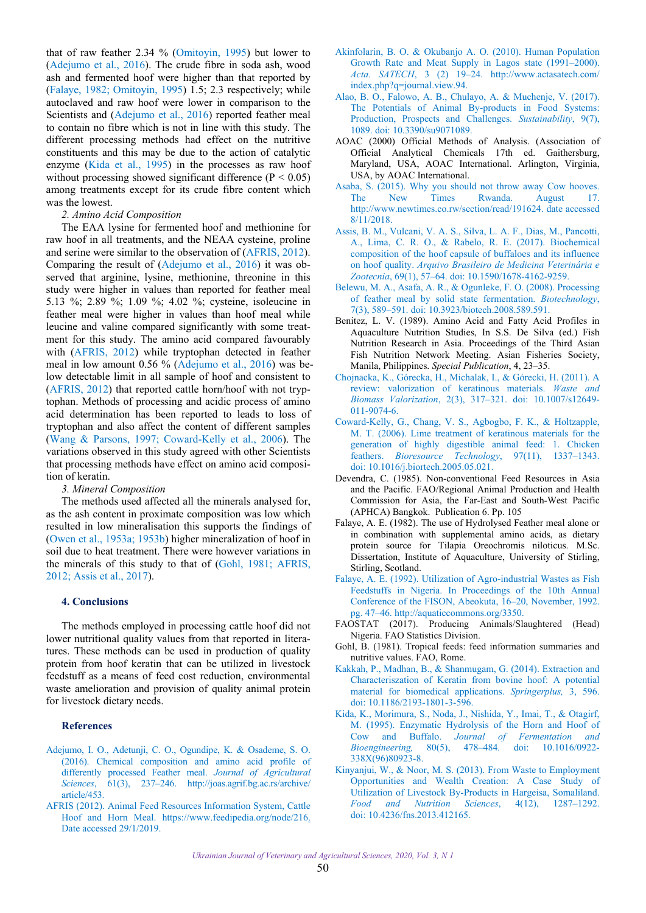that of raw feather 2.34 % (Omitoyin, 1995) but lower to (Adejumo et al., 2016). The crude fibre in soda ash, wood ash and fermented hoof were higher than that reported by (Falaye, 1982; Omitoyin, 1995) 1.5; 2.3 respectively; while autoclaved and raw hoof were lower in comparison to the Scientists and (Adejumo et al., 2016) reported feather meal to contain no fibre which is not in line with this study. The different processing methods had effect on the nutritive constituents and this may be due to the action of catalytic enzyme (Kida et al., 1995) in the processes as raw hoof without processing showed significant difference ($P < 0.05$) among treatments except for its crude fibre content which was the lowest.

*2. Amino Acid Composition*

The EAA lysine for fermented hoof and methionine for raw hoof in all treatments, and the NEAA cysteine, proline and serine were similar to the observation of (AFRIS, 2012). Comparing the result of (Adejumo et al., 2016) it was observed that arginine, lysine, methionine, threonine in this study were higher in values than reported for feather meal 5.13 %; 2.89 %; 1.09 %; 4.02 %; cysteine, isoleucine in feather meal were higher in values than hoof meal while leucine and valine compared significantly with some treatment for this study. The amino acid compared favourably with (AFRIS, 2012) while tryptophan detected in feather meal in low amount 0.56 % (Adejumo et al., 2016) was below detectable limit in all sample of hoof and consistent to (AFRIS, 2012) that reported cattle horn/hoof with not tryptophan. Methods of processing and acidic process of amino acid determination has been reported to leads to loss of tryptophan and also affect the content of different samples (Wang & Parsons, 1997; Coward-Kelly et al., 2006). The variations observed in this study agreed with other Scientists that processing methods have effect on amino acid composition of keratin.

*3. Mineral Composition*

The methods used affected all the minerals analysed for, as the ash content in proximate composition was low which resulted in low mineralisation this supports the findings of (Owen et al., 1953a; 1953b) higher mineralization of hoof in soil due to heat treatment. There were however variations in the minerals of this study to that of (Gohl, 1981; AFRIS, 2012; Assis et al., 2017).

## 4. Conclusions

The methods employed in processing cattle hoof did not lower nutritional quality values from that reported in literatures. These methods can be used in production of quality protein from hoof keratin that can be utilized in livestock feedstuff as a means of feed cost reduction, environmental waste amelioration and provision of quality animal protein for livestock dietary needs.

## References

Adejumo, I. O., Adetunji, C. O., Ogundipe, K. & Osademe, S. O. (2016). Chemical composition and amino acid profile of differently processed Feather meal. *Journal of Agricultural Sciences*, 61(3), 237–246. http://joas.agrif.bg.ac.rs/archive/article/453.

AFRIS (2012). Animal Feed Resources Information System, Cattle Hoof and Horn Meal. https://www.feedipedia.org/node/216. Date accessed 29/1/2019.

Akinfolarin, B. O. & Okubanjo A. O. (2010). Human Population Growth Rate and Meat Supply in Lagos state (1991–2000). *Acta. SATECH*, 3 (2) 19–24. http://www.actasatech.com/index.php?q=journal.view.94.

Alao, B. O., Falowo, A. B., Chulayo, A. & Muchenje, V. (2017). The Potentials of Animal By-products in Food Systems: Production, Prospects and Challenges. *Sustainability*, 9(7), 1089. doi: 10.3390/su9071089.

AOAC (2000) Official Methods of Analysis. (Association of Official Analytical Chemicals 17th ed. Gaithersburg, Maryland, USA, AOAC International. Arlington, Virginia, USA, by AOAC International.

Asaba, S. (2015). Why you should not throw away Cow hooves. The New Times Rwanda. August 17. http://www.newtimes.co.rw/section/read/191624. date accessed 8/11/2018.

Assis, B. M., Vulcani, V. A. S., Silva, L. A. F., Dias, M., Pancotti, A., Lima, C. R. O., & Rabelo, R. E. (2017). Biochemical composition of the hoof capsule of buffaloes and its influence on hoof quality. *Arquivo Brasileiro de Medicina Veterinária e Zootecnia*, 69(1), 57–64. doi: 10.1590/1678-4162-9259.

Belewu, M. A., Asafa, A. R., & Ogunleke, F. O. (2008). Processing of feather meal by solid state fermentation. *Biotechnology*, 7(3), 589–591. doi: 10.3923/biotech.2008.589.591.

Benitez, L. V. (1989). Amino Acid and Fatty Acid Profiles in Aquaculture Nutrition Studies, In S.S. De Silva (ed.) Fish Nutrition Research in Asia. Proceedings of the Third Asian Fish Nutrition Network Meeting. Asian Fisheries Society, Manila, Philippines. *Special Publication*, 4, 23–35.

Chojnacka, K., Górecka, H., Michalak, I., & Górecki, H. (2011). A review: valorization of keratinous materials. *Waste and Biomass Valorization*, 2(3), 317–321. doi: 10.1007/s12649-011-9074-6.

Coward-Kelly, G., Chang, V. S., Agbogbo, F. K., & Holtzapple, M. T. (2006). Lime treatment of keratinous materials for the generation of highly digestible animal feed: 1. Chicken feathers. *Bioresource Technology*, 97(11), 1337–1343. doi: 10.1016/j.biortech.2005.05.021.

Devendra, C. (1985). Non-conventional Feed Resources in Asia and the Pacific. FAO/Regional Animal Production and Health Commission for Asia, the Far-East and South-West Pacific (APHCA) Bangkok. Publication 6. Pp. 105

Falaye, A. E. (1982). The use of Hydrolysed Feather meal alone or in combination with supplemental amino acids, as dietary protein source for Tilapia Oreochromis niloticus. M.Sc. Dissertation, Institute of Aquaculture, University of Stirling, Stirling, Scotland.

Falaye, A. E. (1992). Utilization of Agro-industrial Wastes as Fish Feedstuffs in Nigeria. In Proceedings of the 10th Annual Conference of the FISON, Abeokuta, 16–20, November, 1992. pg. 47–46. http://aquaticcommons.org/3350.

FAOSTAT (2017). Producing Animals/Slaughtered (Head) Nigeria. FAO Statistics Division.

Gohl, B. (1981). Tropical feeds: feed information summaries and nutritive values. FAO, Rome.

Kakkah, P., Madhan, B., & Shanmugam, G. (2014). Extraction and Characteriszation of Keratin from bovine hoof: A potential material for biomedical applications. *Springerplus,* 3, 596. doi: 10.1186/2193-1801-3-596.

Kida, K., Morimura, S., Noda, J., Nishida, Y., Imai, T., & Otagirf, M. (1995). Enzymatic Hydrolysis of the Horn and Hoof of Cow and Buffalo. *Journal of Fermentation and Bioengineering,* 80(5), 478–484*.* doi: 10.1016/0922-338X(96)80923-8.

Kinyanjui, W., & Noor, M. S. (2013). From Waste to Employment Opportunities and Wealth Creation: A Case Study of Utilization of Livestock By-Products in Hargeisa, Somaliland. *Food and Nutrition Sciences*, 4(12), 1287–1292. doi: 10.4236/fns.2013.412165.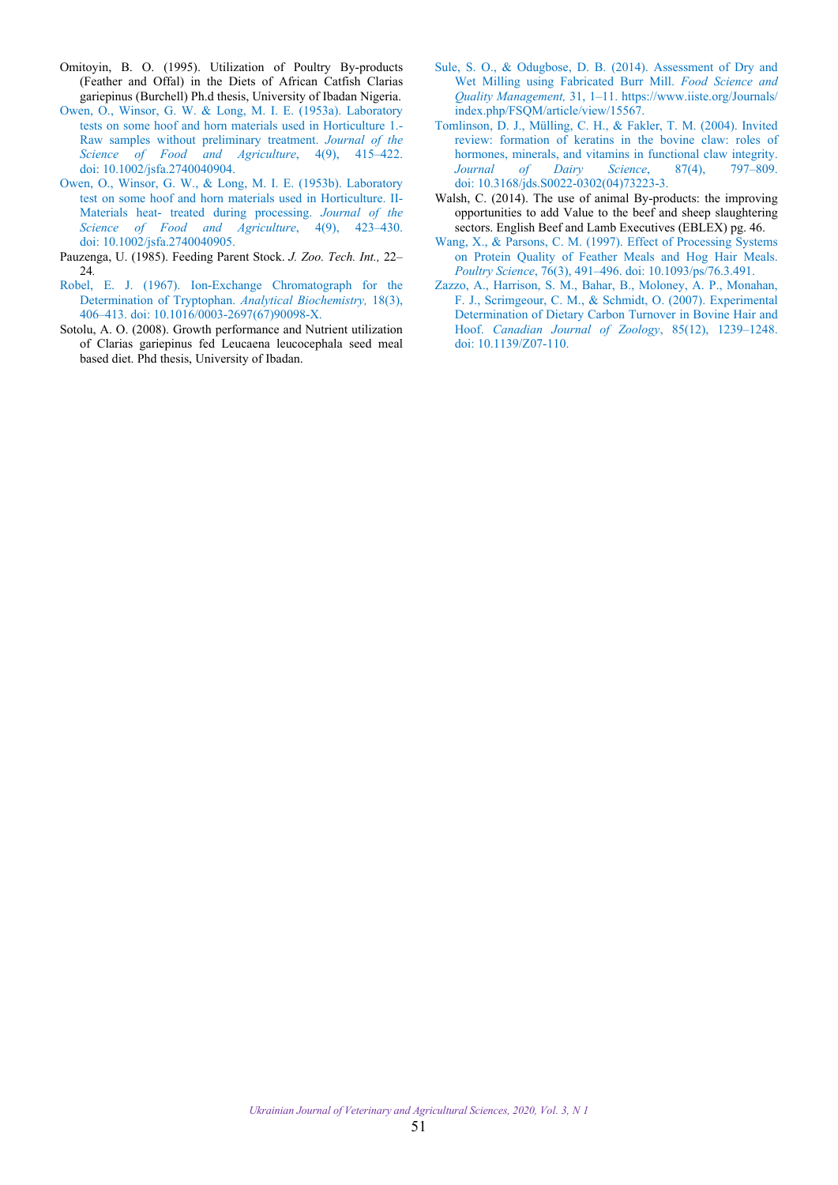Omitoyin, B. O. (1995). Utilization of Poultry By-products (Feather and Offal) in the Diets of African Catfish Clarias gariepinus (Burchell) Ph.d thesis, University of Ibadan Nigeria.

Owen, O., Winsor, G. W. & Long, M. I. E. (1953a). Laboratory tests on some hoof and horn materials used in Horticulture 1.- Raw samples without preliminary treatment. *Journal of the Science of Food and Agriculture*, 4(9), 415–422. doi: 10.1002/jsfa.2740040904.

Owen, O., Winsor, G. W., & Long, M. I. E. (1953b). Laboratory test on some hoof and horn materials used in Horticulture. II- Materials heat- treated during processing. *Journal of the Science of Food and Agriculture*, 4(9), 423–430. doi: 10.1002/jsfa.2740040905.

Pauzenga, U. (1985). Feeding Parent Stock. *J. Zoo. Tech. Int.,* 22–24*.*

Robel, E. J. (1967). Ion-Exchange Chromatograph for the Determination of Tryptophan. *Analytical Biochemistry,* 18(3), 406–413. doi: 10.1016/0003-2697(67)90098-X.

Sotolu, A. O. (2008). Growth performance and Nutrient utilization of Clarias gariepinus fed Leucaena leucocephala seed meal based diet. Phd thesis, University of Ibadan.

Sule, S. O., & Odugbose, D. B. (2014). Assessment of Dry and Wet Milling using Fabricated Burr Mill. *Food Science and Quality Management,* 31, 1–11. https://www.iiste.org/Journals/index.php/FSQM/article/view/15567.

Tomlinson, D. J., Mülling, C. H., & Fakler, T. M. (2004). Invited review: formation of keratins in the bovine claw: roles of hormones, minerals, and vitamins in functional claw integrity. *Journal of Dairy Science*, 87(4), 797–809. doi: 10.3168/jds.S0022-0302(04)73223-3.

Walsh, C. (2014). The use of animal By-products: the improving opportunities to add Value to the beef and sheep slaughtering sectors. English Beef and Lamb Executives (EBLEX) pg. 46.

Wang, X., & Parsons, C. M. (1997). Effect of Processing Systems on Protein Quality of Feather Meals and Hog Hair Meals. *Poultry Science*, 76(3), 491–496. doi: 10.1093/ps/76.3.491.

Zazzo, A., Harrison, S. M., Bahar, B., Moloney, A. P., Monahan, F. J., Scrimgeour, C. M., & Schmidt, O. (2007). Experimental Determination of Dietary Carbon Turnover in Bovine Hair and Hoof. *Canadian Journal of Zoology*, 85(12), 1239–1248. doi: 10.1139/Z07-110.